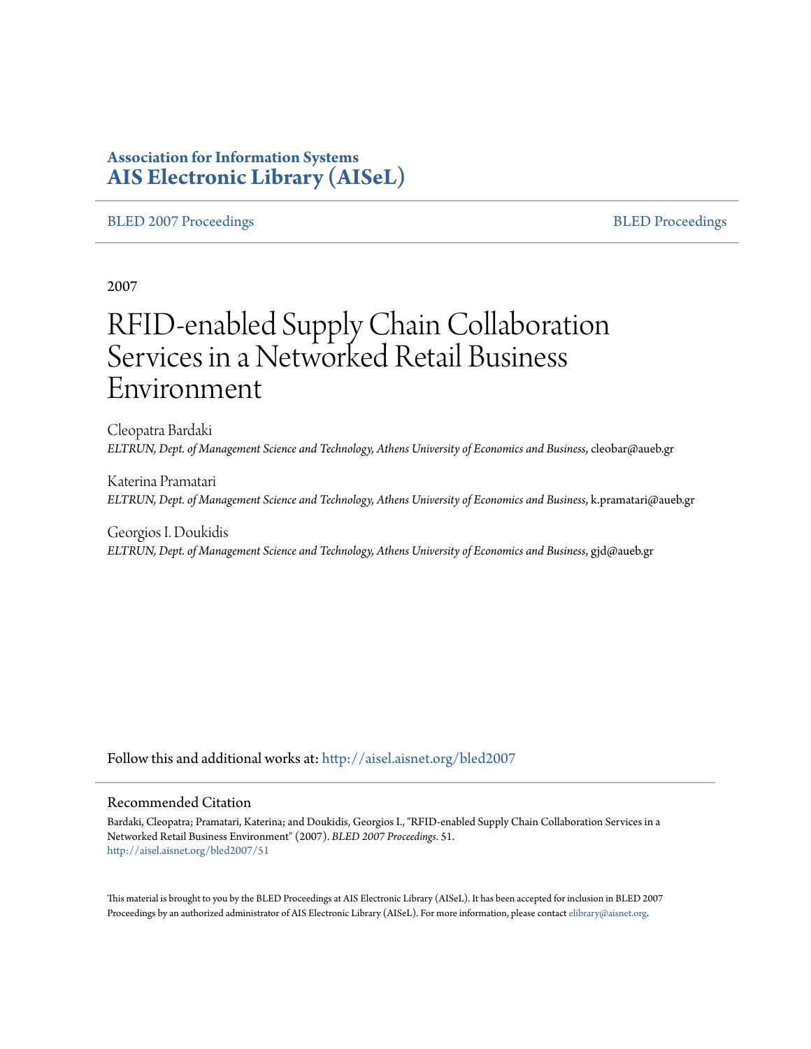**Association for Information Systems**
**AIS Electronic Library (AISeL)**

BLED 2007 Proceedings | BLED Proceedings

2007

# RFID-enabled Supply Chain Collaboration Services in a Networked Retail Business Environment

Cleopatra Bardaki
*ELTRUN, Dept. of Management Science and Technology, Athens University of Economics and Business*, cleobar@aueb.gr

Katerina Pramatari
*ELTRUN, Dept. of Management Science and Technology, Athens University of Economics and Business*, k.pramatari@aueb.gr

Georgios I. Doukidis
*ELTRUN, Dept. of Management Science and Technology, Athens University of Economics and Business*, gjd@aueb.gr

Follow this and additional works at: http://aisel.aisnet.org/bled2007

## Recommended Citation

Bardaki, Cleopatra; Pramatari, Katerina; and Doukidis, Georgios I., "RFID-enabled Supply Chain Collaboration Services in a Networked Retail Business Environment" (2007). *BLED 2007 Proceedings*. 51.
http://aisel.aisnet.org/bled2007/51

This material is brought to you by the BLED Proceedings at AIS Electronic Library (AISeL). It has been accepted for inclusion in BLED 2007 Proceedings by an authorized administrator of AIS Electronic Library (AISeL). For more information, please contact elibrary@aisnet.org.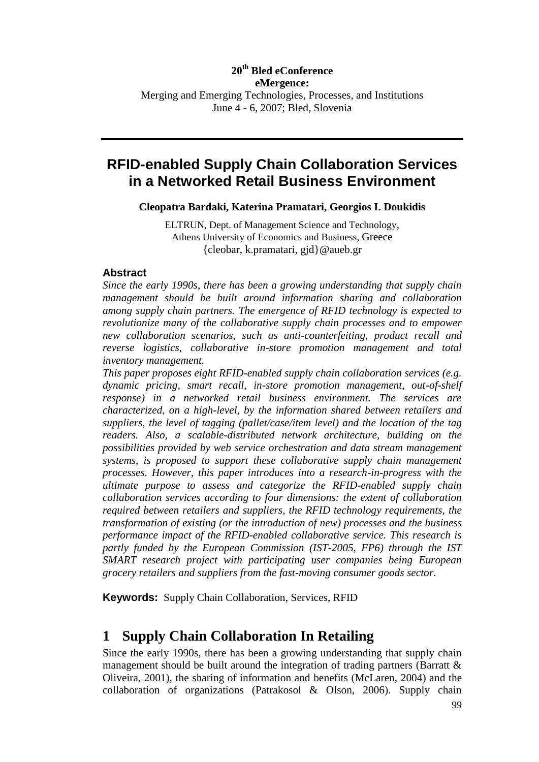**20th Bled eConference**
**eMergence:**
Merging and Emerging Technologies, Processes, and Institutions
June 4 - 6, 2007; Bled, Slovenia

# RFID-enabled Supply Chain Collaboration Services in a Networked Retail Business Environment

**Cleopatra Bardaki, Katerina Pramatari, Georgios I. Doukidis**

ELTRUN, Dept. of Management Science and Technology,
Athens University of Economics and Business, Greece
{cleobar, k.pramatari, gjd}@aueb.gr

### Abstract

*Since the early 1990s, there has been a growing understanding that supply chain management should be built around information sharing and collaboration among supply chain partners. The emergence of RFID technology is expected to revolutionize many of the collaborative supply chain processes and to empower new collaboration scenarios, such as anti-counterfeiting, product recall and reverse logistics, collaborative in-store promotion management and total inventory management.*

*This paper proposes eight RFID-enabled supply chain collaboration services (e.g. dynamic pricing, smart recall, in-store promotion management, out-of-shelf response) in a networked retail business environment. The services are characterized, on a high-level, by the information shared between retailers and suppliers, the level of tagging (pallet/case/item level) and the location of the tag readers. Also, a scalable-distributed network architecture, building on the possibilities provided by web service orchestration and data stream management systems, is proposed to support these collaborative supply chain management processes. However, this paper introduces into a research-in-progress with the ultimate purpose to assess and categorize the RFID-enabled supply chain collaboration services according to four dimensions: the extent of collaboration required between retailers and suppliers, the RFID technology requirements, the transformation of existing (or the introduction of new) processes and the business performance impact of the RFID-enabled collaborative service. This research is partly funded by the European Commission (IST-2005, FP6) through the IST SMART research project with participating user companies being European grocery retailers and suppliers from the fast-moving consumer goods sector.*

**Keywords:** Supply Chain Collaboration, Services, RFID

## 1 Supply Chain Collaboration In Retailing

Since the early 1990s, there has been a growing understanding that supply chain management should be built around the integration of trading partners (Barratt & Oliveira, 2001), the sharing of information and benefits (McLaren, 2004) and the collaboration of organizations (Patrakosol & Olson, 2006). Supply chain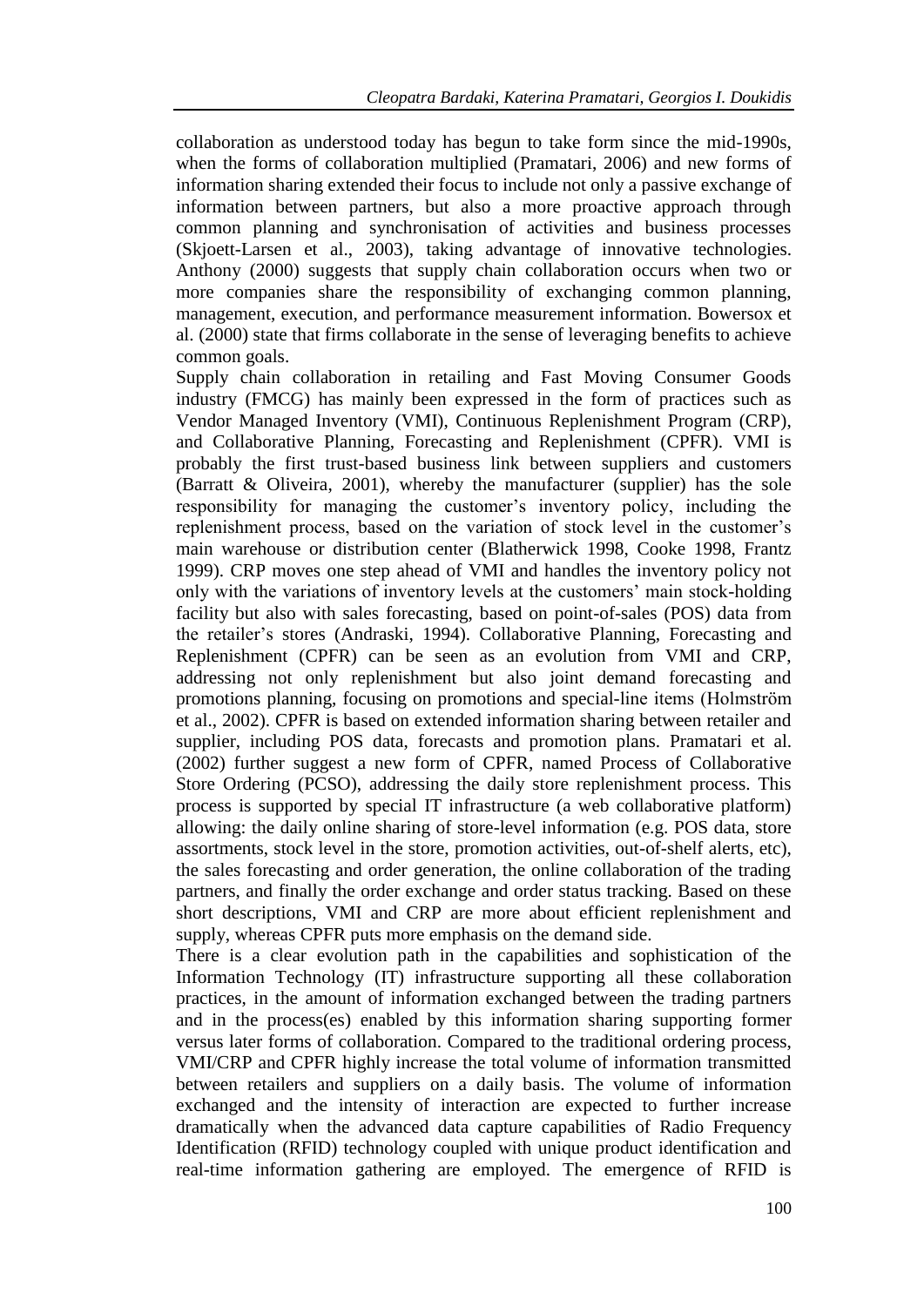collaboration as understood today has begun to take form since the mid-1990s, when the forms of collaboration multiplied (Pramatari, 2006) and new forms of information sharing extended their focus to include not only a passive exchange of information between partners, but also a more proactive approach through common planning and synchronisation of activities and business processes (Skjoett-Larsen et al., 2003), taking advantage of innovative technologies. Anthony (2000) suggests that supply chain collaboration occurs when two or more companies share the responsibility of exchanging common planning, management, execution, and performance measurement information. Bowersox et al. (2000) state that firms collaborate in the sense of leveraging benefits to achieve common goals.

Supply chain collaboration in retailing and Fast Moving Consumer Goods industry (FMCG) has mainly been expressed in the form of practices such as Vendor Managed Inventory (VMI), Continuous Replenishment Program (CRP), and Collaborative Planning, Forecasting and Replenishment (CPFR). VMI is probably the first trust-based business link between suppliers and customers (Barratt & Oliveira, 2001), whereby the manufacturer (supplier) has the sole responsibility for managing the customer's inventory policy, including the replenishment process, based on the variation of stock level in the customer's main warehouse or distribution center (Blatherwick 1998, Cooke 1998, Frantz 1999). CRP moves one step ahead of VMI and handles the inventory policy not only with the variations of inventory levels at the customers' main stock-holding facility but also with sales forecasting, based on point-of-sales (POS) data from the retailer's stores (Andraski, 1994). Collaborative Planning, Forecasting and Replenishment (CPFR) can be seen as an evolution from VMI and CRP, addressing not only replenishment but also joint demand forecasting and promotions planning, focusing on promotions and special-line items (Holmström et al., 2002). CPFR is based on extended information sharing between retailer and supplier, including POS data, forecasts and promotion plans. Pramatari et al. (2002) further suggest a new form of CPFR, named Process of Collaborative Store Ordering (PCSO), addressing the daily store replenishment process. This process is supported by special IT infrastructure (a web collaborative platform) allowing: the daily online sharing of store-level information (e.g. POS data, store assortments, stock level in the store, promotion activities, out-of-shelf alerts, etc), the sales forecasting and order generation, the online collaboration of the trading partners, and finally the order exchange and order status tracking. Based on these short descriptions, VMI and CRP are more about efficient replenishment and supply, whereas CPFR puts more emphasis on the demand side.

There is a clear evolution path in the capabilities and sophistication of the Information Technology (IT) infrastructure supporting all these collaboration practices, in the amount of information exchanged between the trading partners and in the process(es) enabled by this information sharing supporting former versus later forms of collaboration. Compared to the traditional ordering process, VMI/CRP and CPFR highly increase the total volume of information transmitted between retailers and suppliers on a daily basis. The volume of information exchanged and the intensity of interaction are expected to further increase dramatically when the advanced data capture capabilities of Radio Frequency Identification (RFID) technology coupled with unique product identification and real-time information gathering are employed. The emergence of RFID is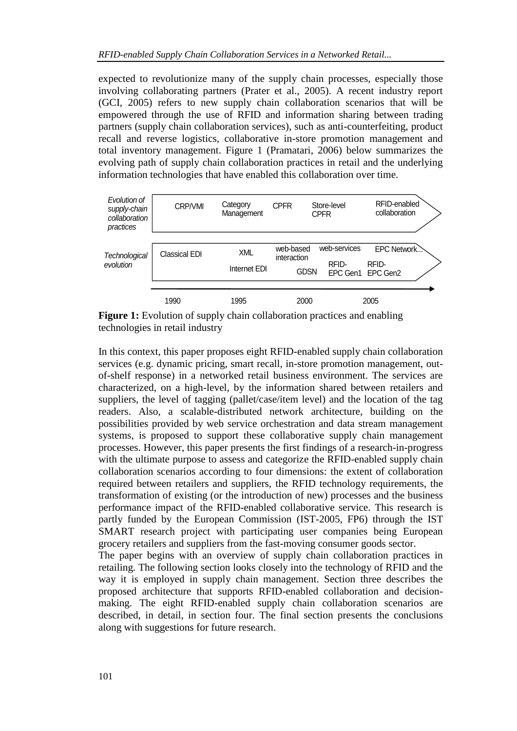expected to revolutionize many of the supply chain processes, especially those involving collaborating partners (Prater et al., 2005). A recent industry report (GCI, 2005) refers to new supply chain collaboration scenarios that will be empowered through the use of RFID and information sharing between trading partners (supply chain collaboration services), such as anti-counterfeiting, product recall and reverse logistics, collaborative in-store promotion management and total inventory management. Figure 1 (Pramatari, 2006) below summarizes the evolving path of supply chain collaboration practices in retail and the underlying information technologies that have enabled this collaboration over time.

| | 1990 | 1995 | 2000 | | 2005 |
|---|---|---|---|---|---|
| *Evolution of supply-chain collaboration practices* | CRP/VMI | Category Management | CPFR | Store-level CPFR | RFID-enabled collaboration |
| *Technological evolution* | Classical EDI | XML<br>Internet EDI | web-based interaction<br>GDSN | web-services<br>RFID-EPC Gen1 | EPC Network...<br>RFID-EPC Gen2 |

**Figure 1:** Evolution of supply chain collaboration practices and enabling technologies in retail industry

In this context, this paper proposes eight RFID-enabled supply chain collaboration services (e.g. dynamic pricing, smart recall, in-store promotion management, out-of-shelf response) in a networked retail business environment. The services are characterized, on a high-level, by the information shared between retailers and suppliers, the level of tagging (pallet/case/item level) and the location of the tag readers. Also, a scalable-distributed network architecture, building on the possibilities provided by web service orchestration and data stream management systems, is proposed to support these collaborative supply chain management processes. However, this paper presents the first findings of a research-in-progress with the ultimate purpose to assess and categorize the RFID-enabled supply chain collaboration scenarios according to four dimensions: the extent of collaboration required between retailers and suppliers, the RFID technology requirements, the transformation of existing (or the introduction of new) processes and the business performance impact of the RFID-enabled collaborative service. This research is partly funded by the European Commission (IST-2005, FP6) through the IST SMART research project with participating user companies being European grocery retailers and suppliers from the fast-moving consumer goods sector.

The paper begins with an overview of supply chain collaboration practices in retailing. The following section looks closely into the technology of RFID and the way it is employed in supply chain management. Section three describes the proposed architecture that supports RFID-enabled collaboration and decision-making. The eight RFID-enabled supply chain collaboration scenarios are described, in detail, in section four. The final section presents the conclusions along with suggestions for future research.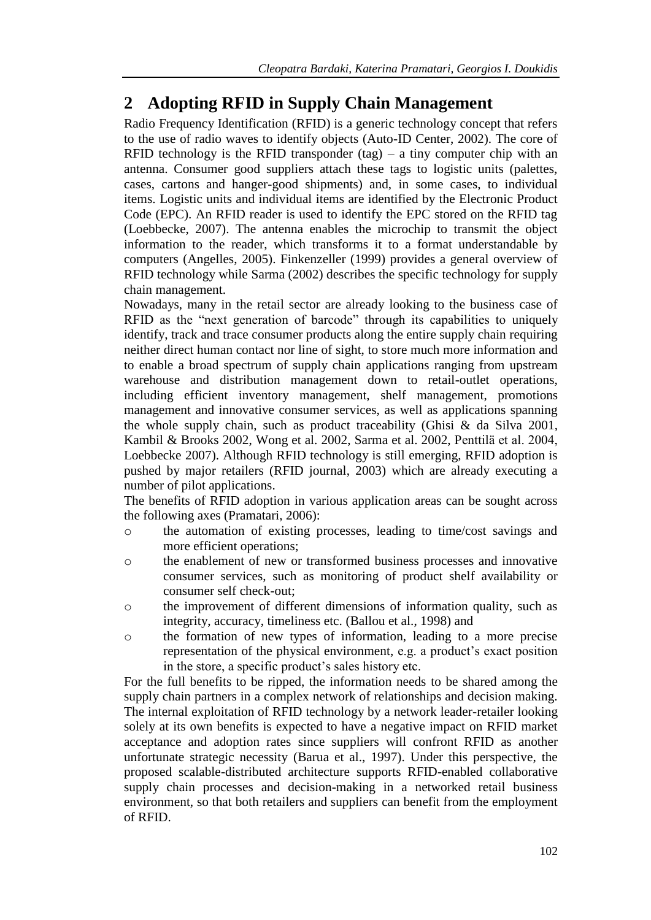## 2 Adopting RFID in Supply Chain Management

Radio Frequency Identification (RFID) is a generic technology concept that refers to the use of radio waves to identify objects (Auto-ID Center, 2002). The core of RFID technology is the RFID transponder (tag) – a tiny computer chip with an antenna. Consumer good suppliers attach these tags to logistic units (palettes, cases, cartons and hanger-good shipments) and, in some cases, to individual items. Logistic units and individual items are identified by the Electronic Product Code (EPC). An RFID reader is used to identify the EPC stored on the RFID tag (Loebbecke, 2007). The antenna enables the microchip to transmit the object information to the reader, which transforms it to a format understandable by computers (Angelles, 2005). Finkenzeller (1999) provides a general overview of RFID technology while Sarma (2002) describes the specific technology for supply chain management.

Nowadays, many in the retail sector are already looking to the business case of RFID as the "next generation of barcode" through its capabilities to uniquely identify, track and trace consumer products along the entire supply chain requiring neither direct human contact nor line of sight, to store much more information and to enable a broad spectrum of supply chain applications ranging from upstream warehouse and distribution management down to retail-outlet operations, including efficient inventory management, shelf management, promotions management and innovative consumer services, as well as applications spanning the whole supply chain, such as product traceability (Ghisi & da Silva 2001, Kambil & Brooks 2002, Wong et al. 2002, Sarma et al. 2002, Penttilä et al. 2004, Loebbecke 2007). Although RFID technology is still emerging, RFID adoption is pushed by major retailers (RFID journal, 2003) which are already executing a number of pilot applications.

The benefits of RFID adoption in various application areas can be sought across the following axes (Pramatari, 2006):

- the automation of existing processes, leading to time/cost savings and more efficient operations;
- the enablement of new or transformed business processes and innovative consumer services, such as monitoring of product shelf availability or consumer self check-out;
- the improvement of different dimensions of information quality, such as integrity, accuracy, timeliness etc. (Ballou et al., 1998) and
- the formation of new types of information, leading to a more precise representation of the physical environment, e.g. a product's exact position in the store, a specific product's sales history etc.

For the full benefits to be ripped, the information needs to be shared among the supply chain partners in a complex network of relationships and decision making. The internal exploitation of RFID technology by a network leader-retailer looking solely at its own benefits is expected to have a negative impact on RFID market acceptance and adoption rates since suppliers will confront RFID as another unfortunate strategic necessity (Barua et al., 1997). Under this perspective, the proposed scalable-distributed architecture supports RFID-enabled collaborative supply chain processes and decision-making in a networked retail business environment, so that both retailers and suppliers can benefit from the employment of RFID.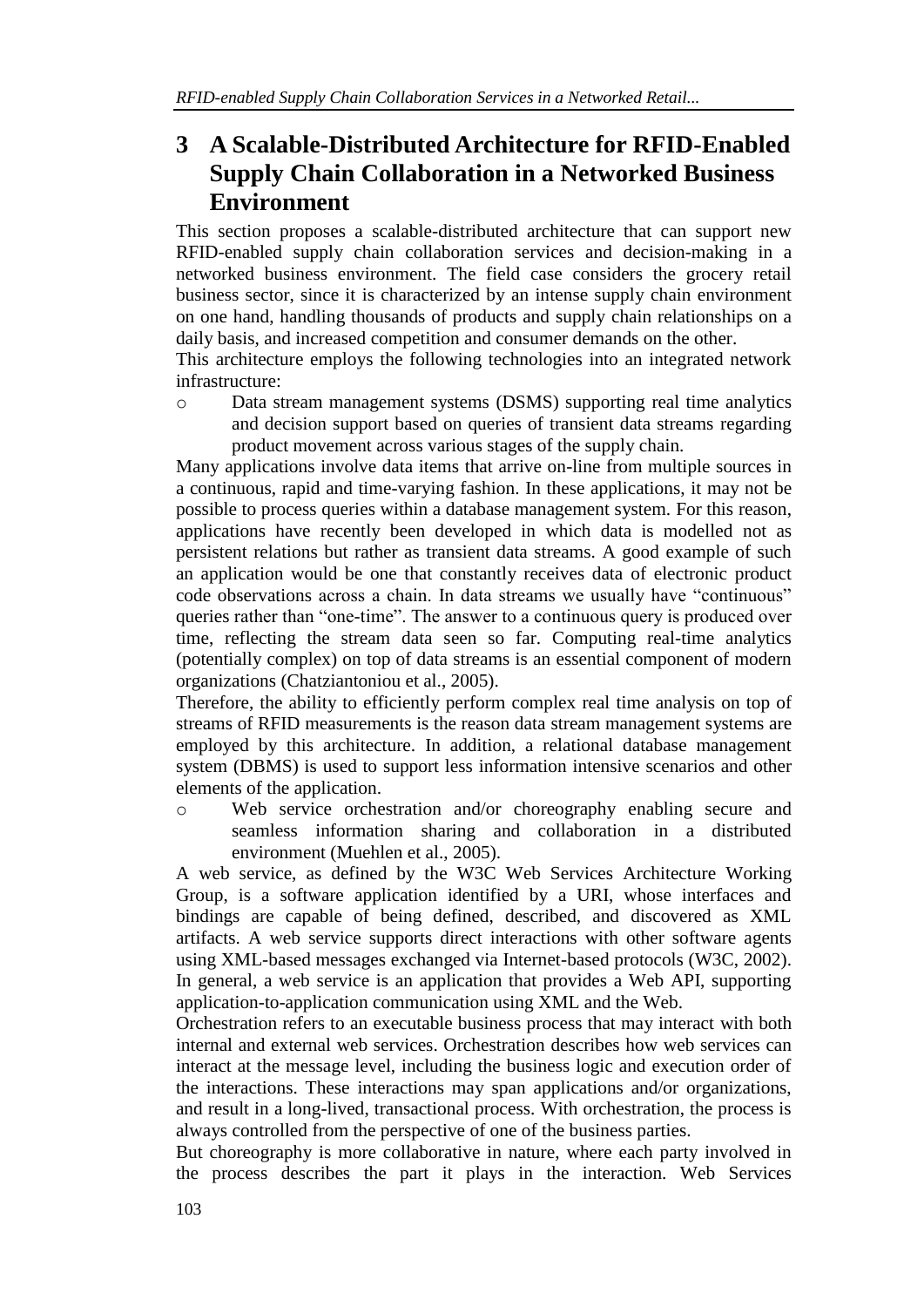# 3 A Scalable-Distributed Architecture for RFID-Enabled Supply Chain Collaboration in a Networked Business Environment

This section proposes a scalable-distributed architecture that can support new RFID-enabled supply chain collaboration services and decision-making in a networked business environment. The field case considers the grocery retail business sector, since it is characterized by an intense supply chain environment on one hand, handling thousands of products and supply chain relationships on a daily basis, and increased competition and consumer demands on the other.

This architecture employs the following technologies into an integrated network infrastructure:

- Data stream management systems (DSMS) supporting real time analytics and decision support based on queries of transient data streams regarding product movement across various stages of the supply chain.

Many applications involve data items that arrive on-line from multiple sources in a continuous, rapid and time-varying fashion. In these applications, it may not be possible to process queries within a database management system. For this reason, applications have recently been developed in which data is modelled not as persistent relations but rather as transient data streams. A good example of such an application would be one that constantly receives data of electronic product code observations across a chain. In data streams we usually have "continuous" queries rather than "one-time". The answer to a continuous query is produced over time, reflecting the stream data seen so far. Computing real-time analytics (potentially complex) on top of data streams is an essential component of modern organizations (Chatziantoniou et al., 2005).

Therefore, the ability to efficiently perform complex real time analysis on top of streams of RFID measurements is the reason data stream management systems are employed by this architecture. In addition, a relational database management system (DBMS) is used to support less information intensive scenarios and other elements of the application.

- Web service orchestration and/or choreography enabling secure and seamless information sharing and collaboration in a distributed environment (Muehlen et al., 2005).

A web service, as defined by the W3C Web Services Architecture Working Group, is a software application identified by a URI, whose interfaces and bindings are capable of being defined, described, and discovered as XML artifacts. A web service supports direct interactions with other software agents using XML-based messages exchanged via Internet-based protocols (W3C, 2002). In general, a web service is an application that provides a Web API, supporting application-to-application communication using XML and the Web.

Orchestration refers to an executable business process that may interact with both internal and external web services. Orchestration describes how web services can interact at the message level, including the business logic and execution order of the interactions. These interactions may span applications and/or organizations, and result in a long-lived, transactional process. With orchestration, the process is always controlled from the perspective of one of the business parties.

But choreography is more collaborative in nature, where each party involved in the process describes the part it plays in the interaction. Web Services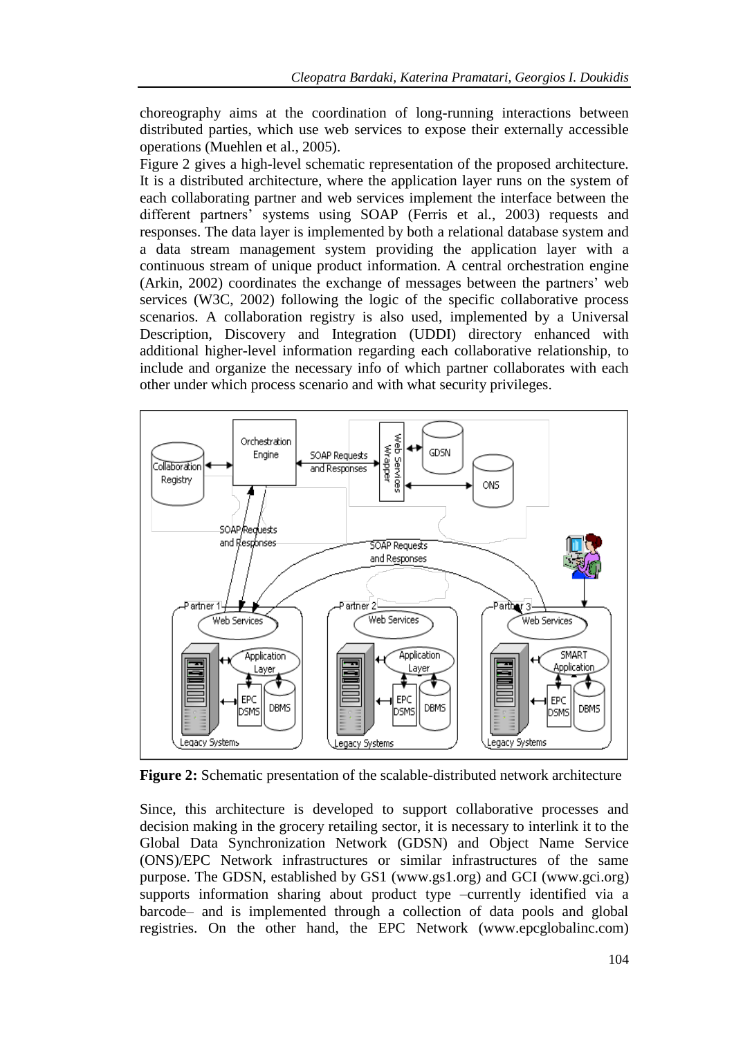choreography aims at the coordination of long-running interactions between distributed parties, which use web services to expose their externally accessible operations (Muehlen et al., 2005).

Figure 2 gives a high-level schematic representation of the proposed architecture. It is a distributed architecture, where the application layer runs on the system of each collaborating partner and web services implement the interface between the different partners' systems using SOAP (Ferris et al., 2003) requests and responses. The data layer is implemented by both a relational database system and a data stream management system providing the application layer with a continuous stream of unique product information. A central orchestration engine (Arkin, 2002) coordinates the exchange of messages between the partners' web services (W3C, 2002) following the logic of the specific collaborative process scenarios. A collaboration registry is also used, implemented by a Universal Description, Discovery and Integration (UDDI) directory enhanced with additional higher-level information regarding each collaborative relationship, to include and organize the necessary info of which partner collaborates with each other under which process scenario and with what security privileges.

**Figure 2:** Schematic presentation of the scalable-distributed network architecture

Since, this architecture is developed to support collaborative processes and decision making in the grocery retailing sector, it is necessary to interlink it to the Global Data Synchronization Network (GDSN) and Object Name Service (ONS)/EPC Network infrastructures or similar infrastructures of the same purpose. The GDSN, established by GS1 (www.gs1.org) and GCI (www.gci.org) supports information sharing about product type –currently identified via a barcode– and is implemented through a collection of data pools and global registries. On the other hand, the EPC Network (www.epcglobalinc.com)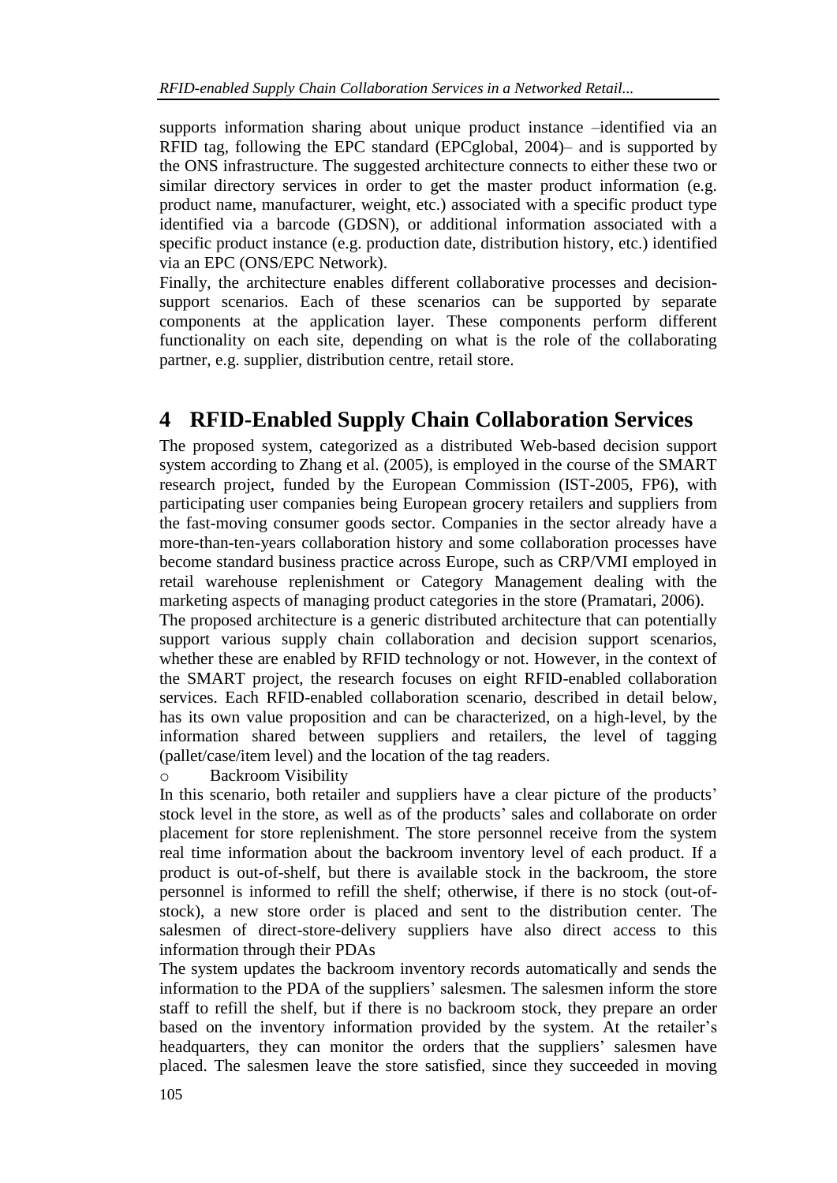supports information sharing about unique product instance –identified via an RFID tag, following the EPC standard (EPCglobal, 2004)– and is supported by the ONS infrastructure. The suggested architecture connects to either these two or similar directory services in order to get the master product information (e.g. product name, manufacturer, weight, etc.) associated with a specific product type identified via a barcode (GDSN), or additional information associated with a specific product instance (e.g. production date, distribution history, etc.) identified via an EPC (ONS/EPC Network).

Finally, the architecture enables different collaborative processes and decision-support scenarios. Each of these scenarios can be supported by separate components at the application layer. These components perform different functionality on each site, depending on what is the role of the collaborating partner, e.g. supplier, distribution centre, retail store.

# 4 RFID-Enabled Supply Chain Collaboration Services

The proposed system, categorized as a distributed Web-based decision support system according to Zhang et al. (2005), is employed in the course of the SMART research project, funded by the European Commission (IST-2005, FP6), with participating user companies being European grocery retailers and suppliers from the fast-moving consumer goods sector. Companies in the sector already have a more-than-ten-years collaboration history and some collaboration processes have become standard business practice across Europe, such as CRP/VMI employed in retail warehouse replenishment or Category Management dealing with the marketing aspects of managing product categories in the store (Pramatari, 2006).

The proposed architecture is a generic distributed architecture that can potentially support various supply chain collaboration and decision support scenarios, whether these are enabled by RFID technology or not. However, in the context of the SMART project, the research focuses on eight RFID-enabled collaboration services. Each RFID-enabled collaboration scenario, described in detail below, has its own value proposition and can be characterized, on a high-level, by the information shared between suppliers and retailers, the level of tagging (pallet/case/item level) and the location of the tag readers.

- Backroom Visibility

In this scenario, both retailer and suppliers have a clear picture of the products' stock level in the store, as well as of the products' sales and collaborate on order placement for store replenishment. The store personnel receive from the system real time information about the backroom inventory level of each product. If a product is out-of-shelf, but there is available stock in the backroom, the store personnel is informed to refill the shelf; otherwise, if there is no stock (out-of-stock), a new store order is placed and sent to the distribution center. The salesmen of direct-store-delivery suppliers have also direct access to this information through their PDAs

The system updates the backroom inventory records automatically and sends the information to the PDA of the suppliers' salesmen. The salesmen inform the store staff to refill the shelf, but if there is no backroom stock, they prepare an order based on the inventory information provided by the system. At the retailer's headquarters, they can monitor the orders that the suppliers' salesmen have placed. The salesmen leave the store satisfied, since they succeeded in moving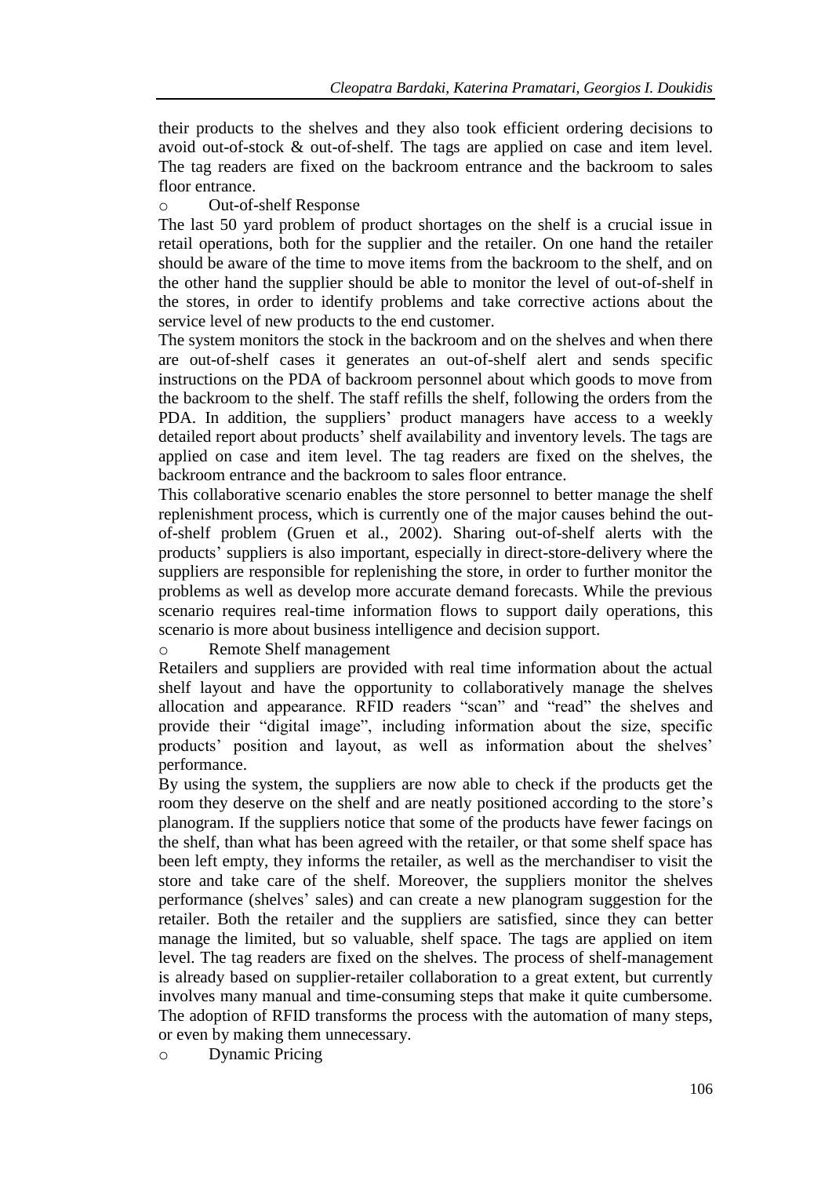their products to the shelves and they also took efficient ordering decisions to avoid out-of-stock & out-of-shelf. The tags are applied on case and item level. The tag readers are fixed on the backroom entrance and the backroom to sales floor entrance.

- Out-of-shelf Response

The last 50 yard problem of product shortages on the shelf is a crucial issue in retail operations, both for the supplier and the retailer. On one hand the retailer should be aware of the time to move items from the backroom to the shelf, and on the other hand the supplier should be able to monitor the level of out-of-shelf in the stores, in order to identify problems and take corrective actions about the service level of new products to the end customer.

The system monitors the stock in the backroom and on the shelves and when there are out-of-shelf cases it generates an out-of-shelf alert and sends specific instructions on the PDA of backroom personnel about which goods to move from the backroom to the shelf. The staff refills the shelf, following the orders from the PDA. In addition, the suppliers' product managers have access to a weekly detailed report about products' shelf availability and inventory levels. The tags are applied on case and item level. The tag readers are fixed on the shelves, the backroom entrance and the backroom to sales floor entrance.

This collaborative scenario enables the store personnel to better manage the shelf replenishment process, which is currently one of the major causes behind the out-of-shelf problem (Gruen et al., 2002). Sharing out-of-shelf alerts with the products' suppliers is also important, especially in direct-store-delivery where the suppliers are responsible for replenishing the store, in order to further monitor the problems as well as develop more accurate demand forecasts. While the previous scenario requires real-time information flows to support daily operations, this scenario is more about business intelligence and decision support.

- Remote Shelf management

Retailers and suppliers are provided with real time information about the actual shelf layout and have the opportunity to collaboratively manage the shelves allocation and appearance. RFID readers "scan" and "read" the shelves and provide their "digital image", including information about the size, specific products' position and layout, as well as information about the shelves' performance.

By using the system, the suppliers are now able to check if the products get the room they deserve on the shelf and are neatly positioned according to the store's planogram. If the suppliers notice that some of the products have fewer facings on the shelf, than what has been agreed with the retailer, or that some shelf space has been left empty, they informs the retailer, as well as the merchandiser to visit the store and take care of the shelf. Moreover, the suppliers monitor the shelves performance (shelves' sales) and can create a new planogram suggestion for the retailer. Both the retailer and the suppliers are satisfied, since they can better manage the limited, but so valuable, shelf space. The tags are applied on item level. The tag readers are fixed on the shelves. The process of shelf-management is already based on supplier-retailer collaboration to a great extent, but currently involves many manual and time-consuming steps that make it quite cumbersome. The adoption of RFID transforms the process with the automation of many steps, or even by making them unnecessary.

- Dynamic Pricing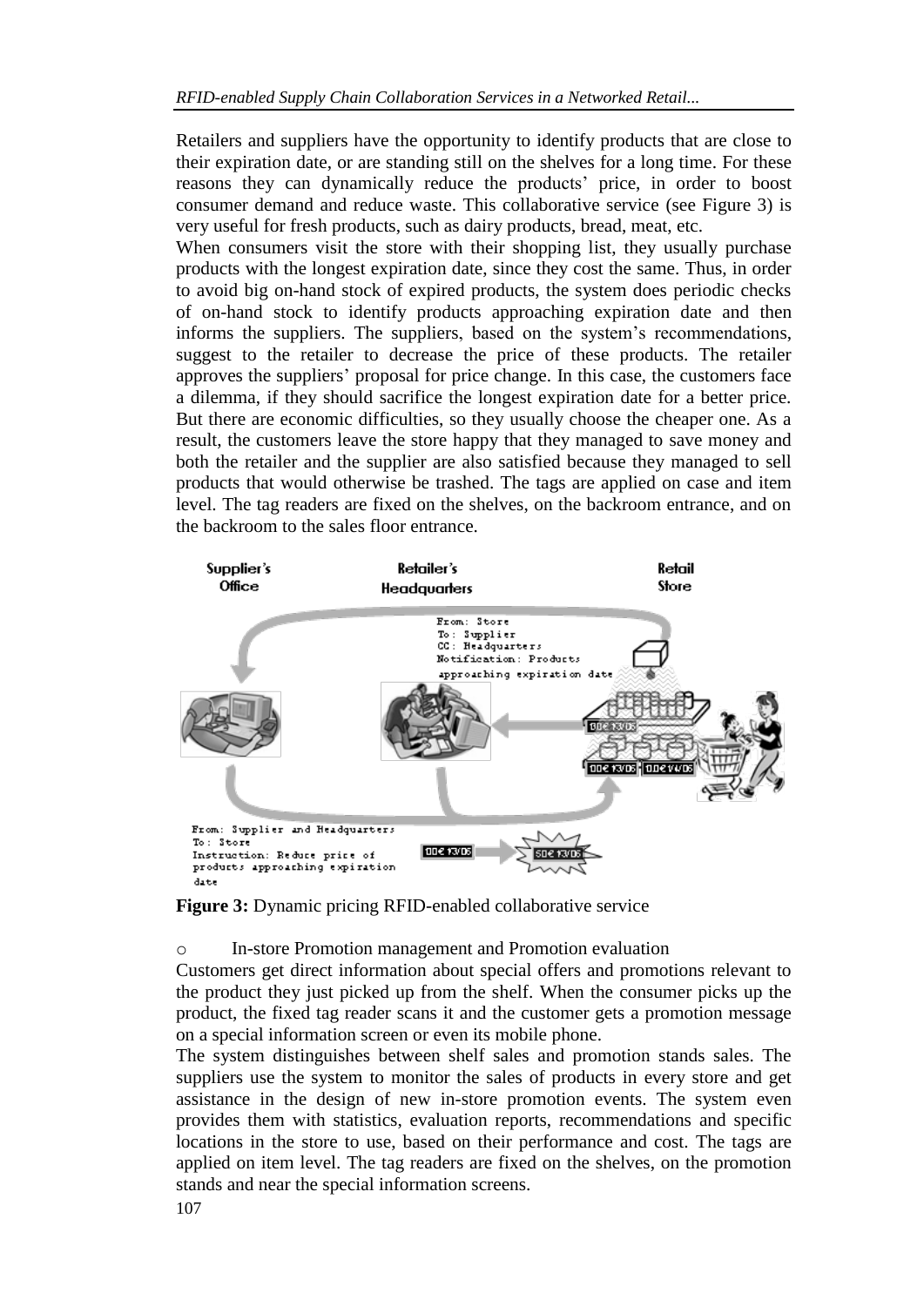Retailers and suppliers have the opportunity to identify products that are close to their expiration date, or are standing still on the shelves for a long time. For these reasons they can dynamically reduce the products' price, in order to boost consumer demand and reduce waste. This collaborative service (see Figure 3) is very useful for fresh products, such as dairy products, bread, meat, etc.

When consumers visit the store with their shopping list, they usually purchase products with the longest expiration date, since they cost the same. Thus, in order to avoid big on-hand stock of expired products, the system does periodic checks of on-hand stock to identify products approaching expiration date and then informs the suppliers. The suppliers, based on the system's recommendations, suggest to the retailer to decrease the price of these products. The retailer approves the suppliers' proposal for price change. In this case, the customers face a dilemma, if they should sacrifice the longest expiration date for a better price. But there are economic difficulties, so they usually choose the cheaper one. As a result, the customers leave the store happy that they managed to save money and both the retailer and the supplier are also satisfied because they managed to sell products that would otherwise be trashed. The tags are applied on case and item level. The tag readers are fixed on the shelves, on the backroom entrance, and on the backroom to the sales floor entrance.

**Figure 3:** Dynamic pricing RFID-enabled collaborative service

- In-store Promotion management and Promotion evaluation

Customers get direct information about special offers and promotions relevant to the product they just picked up from the shelf. When the consumer picks up the product, the fixed tag reader scans it and the customer gets a promotion message on a special information screen or even its mobile phone.

The system distinguishes between shelf sales and promotion stands sales. The suppliers use the system to monitor the sales of products in every store and get assistance in the design of new in-store promotion events. The system even provides them with statistics, evaluation reports, recommendations and specific locations in the store to use, based on their performance and cost. The tags are applied on item level. The tag readers are fixed on the shelves, on the promotion stands and near the special information screens.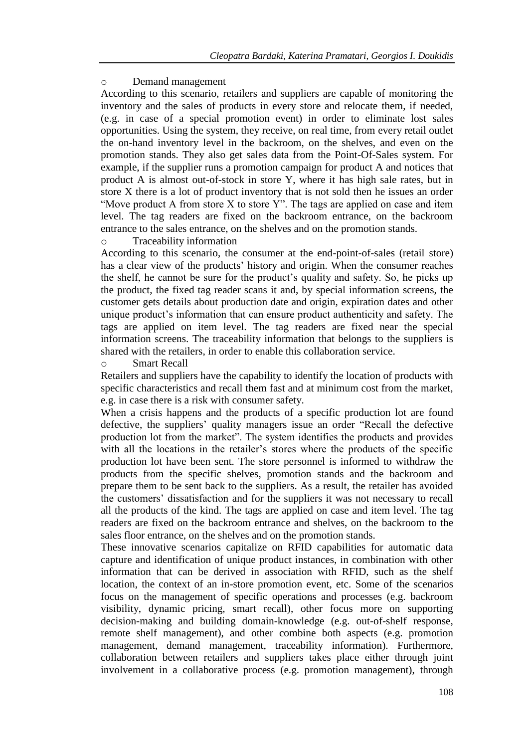- Demand management

According to this scenario, retailers and suppliers are capable of monitoring the inventory and the sales of products in every store and relocate them, if needed, (e.g. in case of a special promotion event) in order to eliminate lost sales opportunities. Using the system, they receive, on real time, from every retail outlet the on-hand inventory level in the backroom, on the shelves, and even on the promotion stands. They also get sales data from the Point-Of-Sales system. For example, if the supplier runs a promotion campaign for product A and notices that product A is almost out-of-stock in store Y, where it has high sale rates, but in store X there is a lot of product inventory that is not sold then he issues an order "Move product A from store X to store Y". The tags are applied on case and item level. The tag readers are fixed on the backroom entrance, on the backroom entrance to the sales entrance, on the shelves and on the promotion stands.

- Traceability information

According to this scenario, the consumer at the end-point-of-sales (retail store) has a clear view of the products' history and origin. When the consumer reaches the shelf, he cannot be sure for the product's quality and safety. So, he picks up the product, the fixed tag reader scans it and, by special information screens, the customer gets details about production date and origin, expiration dates and other unique product's information that can ensure product authenticity and safety. The tags are applied on item level. The tag readers are fixed near the special information screens. The traceability information that belongs to the suppliers is shared with the retailers, in order to enable this collaboration service.

- Smart Recall

Retailers and suppliers have the capability to identify the location of products with specific characteristics and recall them fast and at minimum cost from the market, e.g. in case there is a risk with consumer safety.

When a crisis happens and the products of a specific production lot are found defective, the suppliers' quality managers issue an order "Recall the defective production lot from the market". The system identifies the products and provides with all the locations in the retailer's stores where the products of the specific production lot have been sent. The store personnel is informed to withdraw the products from the specific shelves, promotion stands and the backroom and prepare them to be sent back to the suppliers. As a result, the retailer has avoided the customers' dissatisfaction and for the suppliers it was not necessary to recall all the products of the kind. The tags are applied on case and item level. The tag readers are fixed on the backroom entrance and shelves, on the backroom to the sales floor entrance, on the shelves and on the promotion stands.

These innovative scenarios capitalize on RFID capabilities for automatic data capture and identification of unique product instances, in combination with other information that can be derived in association with RFID, such as the shelf location, the context of an in-store promotion event, etc. Some of the scenarios focus on the management of specific operations and processes (e.g. backroom visibility, dynamic pricing, smart recall), other focus more on supporting decision-making and building domain-knowledge (e.g. out-of-shelf response, remote shelf management), and other combine both aspects (e.g. promotion management, demand management, traceability information). Furthermore, collaboration between retailers and suppliers takes place either through joint involvement in a collaborative process (e.g. promotion management), through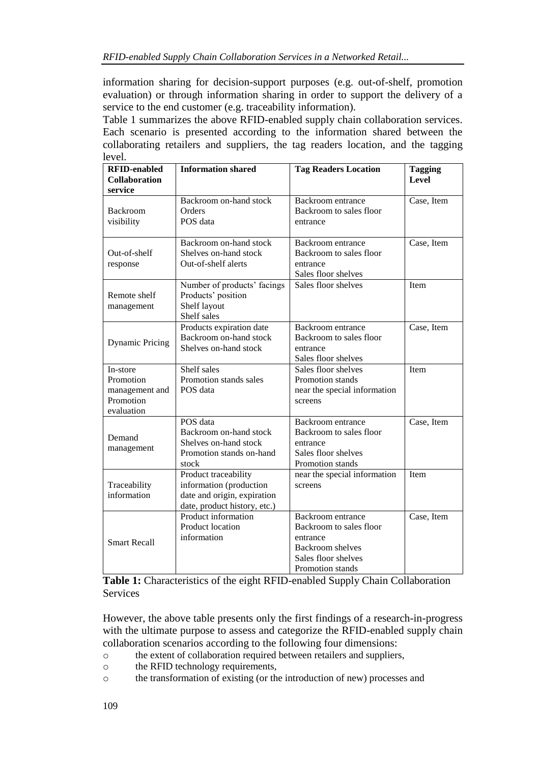information sharing for decision-support purposes (e.g. out-of-shelf, promotion evaluation) or through information sharing in order to support the delivery of a service to the end customer (e.g. traceability information).

Table 1 summarizes the above RFID-enabled supply chain collaboration services. Each scenario is presented according to the information shared between the collaborating retailers and suppliers, the tag readers location, and the tagging level.

| RFID-enabled Collaboration service | Information shared | Tag Readers Location | Tagging Level |
|---|---|---|---|
| Backroom visibility | Backroom on-hand stock<br>Orders<br>POS data | Backroom entrance<br>Backroom to sales floor entrance | Case, Item |
| Out-of-shelf response | Backroom on-hand stock<br>Shelves on-hand stock<br>Out-of-shelf alerts | Backroom entrance<br>Backroom to sales floor entrance<br>Sales floor shelves | Case, Item |
| Remote shelf management | Number of products' facings<br>Products' position<br>Shelf layout<br>Shelf sales | Sales floor shelves | Item |
| Dynamic Pricing | Products expiration date<br>Backroom on-hand stock<br>Shelves on-hand stock | Backroom entrance<br>Backroom to sales floor entrance<br>Sales floor shelves | Case, Item |
| In-store Promotion management and Promotion evaluation | Shelf sales<br>Promotion stands sales<br>POS data | Sales floor shelves<br>Promotion stands<br>near the special information screens | Item |
| Demand management | POS data<br>Backroom on-hand stock<br>Shelves on-hand stock<br>Promotion stands on-hand stock | Backroom entrance<br>Backroom to sales floor entrance<br>Sales floor shelves<br>Promotion stands | Case, Item |
| Traceability information | Product traceability information (production date and origin, expiration date, product history, etc.) | near the special information screens | Item |
| Smart Recall | Product information<br>Product location information | Backroom entrance<br>Backroom to sales floor entrance<br>Backroom shelves<br>Sales floor shelves<br>Promotion stands | Case, Item |

**Table 1:** Characteristics of the eight RFID-enabled Supply Chain Collaboration Services

However, the above table presents only the first findings of a research-in-progress with the ultimate purpose to assess and categorize the RFID-enabled supply chain collaboration scenarios according to the following four dimensions:

- the extent of collaboration required between retailers and suppliers,
- the RFID technology requirements,
- the transformation of existing (or the introduction of new) processes and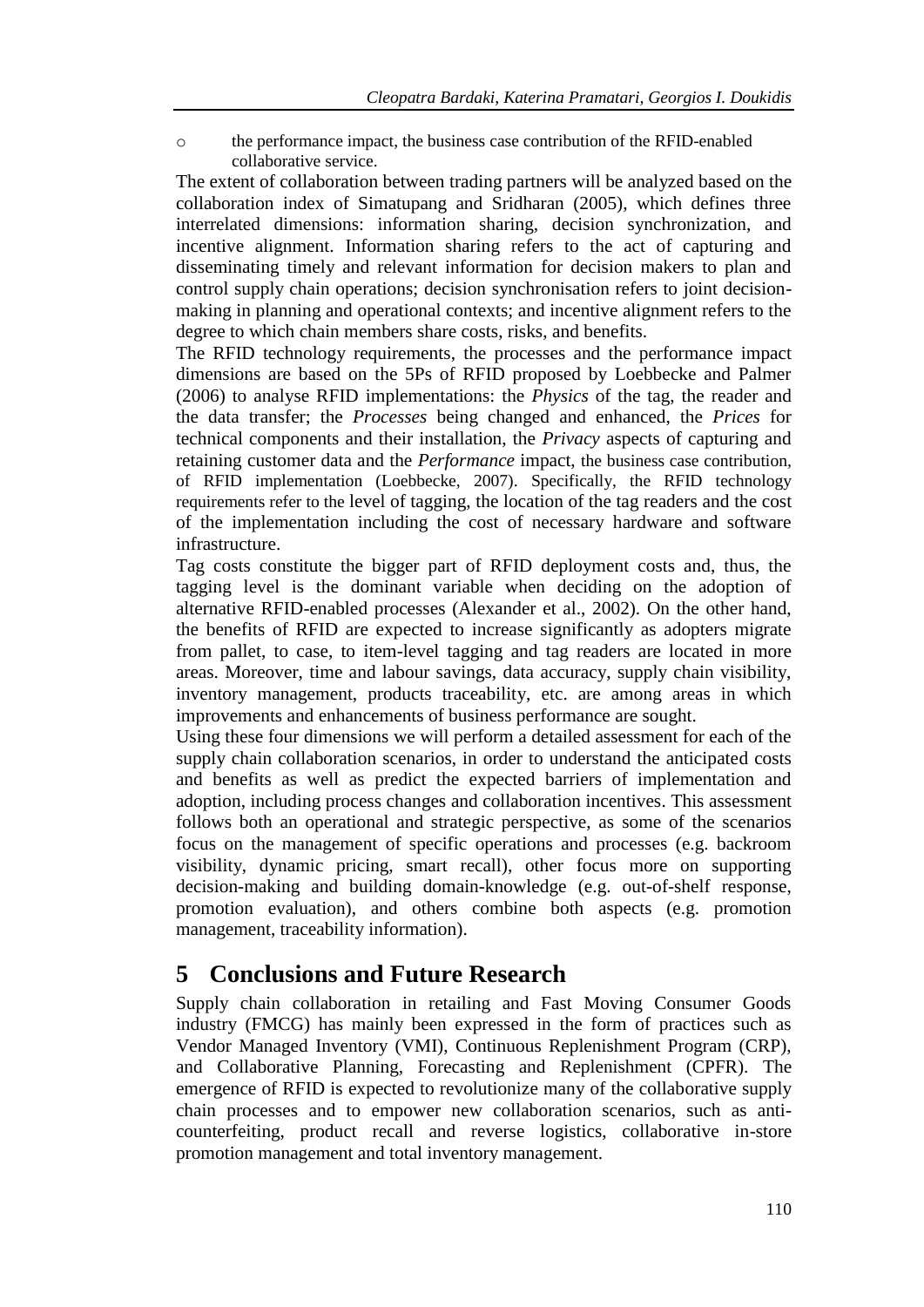- the performance impact, the business case contribution of the RFID-enabled collaborative service.

The extent of collaboration between trading partners will be analyzed based on the collaboration index of Simatupang and Sridharan (2005), which defines three interrelated dimensions: information sharing, decision synchronization, and incentive alignment. Information sharing refers to the act of capturing and disseminating timely and relevant information for decision makers to plan and control supply chain operations; decision synchronisation refers to joint decision-making in planning and operational contexts; and incentive alignment refers to the degree to which chain members share costs, risks, and benefits.

The RFID technology requirements, the processes and the performance impact dimensions are based on the 5Ps of RFID proposed by Loebbecke and Palmer (2006) to analyse RFID implementations: the *Physics* of the tag, the reader and the data transfer; the *Processes* being changed and enhanced, the *Prices* for technical components and their installation, the *Privacy* aspects of capturing and retaining customer data and the *Performance* impact, the business case contribution, of RFID implementation (Loebbecke, 2007). Specifically, the RFID technology requirements refer to the level of tagging, the location of the tag readers and the cost of the implementation including the cost of necessary hardware and software infrastructure.

Tag costs constitute the bigger part of RFID deployment costs and, thus, the tagging level is the dominant variable when deciding on the adoption of alternative RFID-enabled processes (Alexander et al., 2002). On the other hand, the benefits of RFID are expected to increase significantly as adopters migrate from pallet, to case, to item-level tagging and tag readers are located in more areas. Moreover, time and labour savings, data accuracy, supply chain visibility, inventory management, products traceability, etc. are among areas in which improvements and enhancements of business performance are sought.

Using these four dimensions we will perform a detailed assessment for each of the supply chain collaboration scenarios, in order to understand the anticipated costs and benefits as well as predict the expected barriers of implementation and adoption, including process changes and collaboration incentives. This assessment follows both an operational and strategic perspective, as some of the scenarios focus on the management of specific operations and processes (e.g. backroom visibility, dynamic pricing, smart recall), other focus more on supporting decision-making and building domain-knowledge (e.g. out-of-shelf response, promotion evaluation), and others combine both aspects (e.g. promotion management, traceability information).

# 5 Conclusions and Future Research

Supply chain collaboration in retailing and Fast Moving Consumer Goods industry (FMCG) has mainly been expressed in the form of practices such as Vendor Managed Inventory (VMI), Continuous Replenishment Program (CRP), and Collaborative Planning, Forecasting and Replenishment (CPFR). The emergence of RFID is expected to revolutionize many of the collaborative supply chain processes and to empower new collaboration scenarios, such as anti-counterfeiting, product recall and reverse logistics, collaborative in-store promotion management and total inventory management.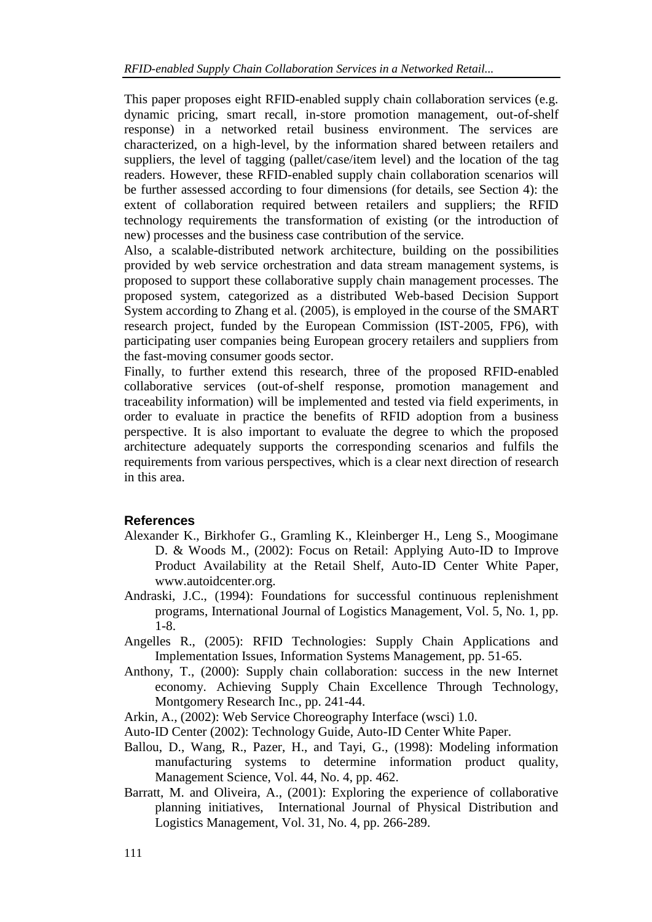This paper proposes eight RFID-enabled supply chain collaboration services (e.g. dynamic pricing, smart recall, in-store promotion management, out-of-shelf response) in a networked retail business environment. The services are characterized, on a high-level, by the information shared between retailers and suppliers, the level of tagging (pallet/case/item level) and the location of the tag readers. However, these RFID-enabled supply chain collaboration scenarios will be further assessed according to four dimensions (for details, see Section 4): the extent of collaboration required between retailers and suppliers; the RFID technology requirements the transformation of existing (or the introduction of new) processes and the business case contribution of the service.

Also, a scalable-distributed network architecture, building on the possibilities provided by web service orchestration and data stream management systems, is proposed to support these collaborative supply chain management processes. The proposed system, categorized as a distributed Web-based Decision Support System according to Zhang et al. (2005), is employed in the course of the SMART research project, funded by the European Commission (IST-2005, FP6), with participating user companies being European grocery retailers and suppliers from the fast-moving consumer goods sector.

Finally, to further extend this research, three of the proposed RFID-enabled collaborative services (out-of-shelf response, promotion management and traceability information) will be implemented and tested via field experiments, in order to evaluate in practice the benefits of RFID adoption from a business perspective. It is also important to evaluate the degree to which the proposed architecture adequately supports the corresponding scenarios and fulfils the requirements from various perspectives, which is a clear next direction of research in this area.

## References

Alexander K., Birkhofer G., Gramling K., Kleinberger H., Leng S., Moogimane D. & Woods M., (2002): Focus on Retail: Applying Auto-ID to Improve Product Availability at the Retail Shelf, Auto-ID Center White Paper, www.autoidcenter.org.

Andraski, J.C., (1994): Foundations for successful continuous replenishment programs, International Journal of Logistics Management, Vol. 5, No. 1, pp. 1-8.

Angelles R., (2005): RFID Technologies: Supply Chain Applications and Implementation Issues, Information Systems Management, pp. 51-65.

Anthony, T., (2000): Supply chain collaboration: success in the new Internet economy. Achieving Supply Chain Excellence Through Technology, Montgomery Research Inc., pp. 241-44.

Arkin, A., (2002): Web Service Choreography Interface (wsci) 1.0.

Auto-ID Center (2002): Technology Guide, Auto-ID Center White Paper.

Ballou, D., Wang, R., Pazer, H., and Tayi, G., (1998): Modeling information manufacturing systems to determine information product quality, Management Science, Vol. 44, No. 4, pp. 462.

Barratt, M. and Oliveira, A., (2001): Exploring the experience of collaborative planning initiatives, International Journal of Physical Distribution and Logistics Management, Vol. 31, No. 4, pp. 266-289.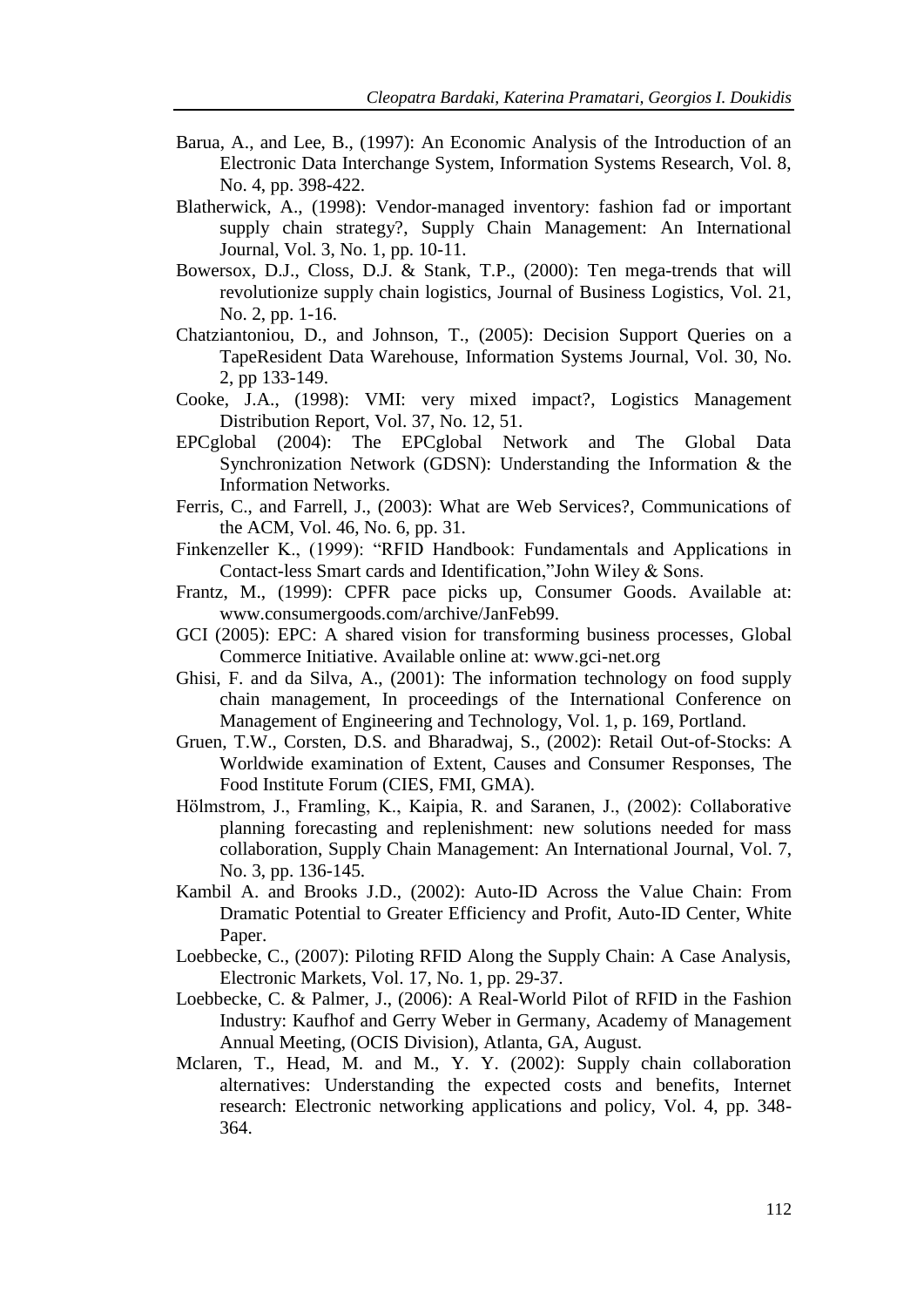Barua, A., and Lee, B., (1997): An Economic Analysis of the Introduction of an Electronic Data Interchange System, Information Systems Research, Vol. 8, No. 4, pp. 398-422.

Blatherwick, A., (1998): Vendor-managed inventory: fashion fad or important supply chain strategy?, Supply Chain Management: An International Journal, Vol. 3, No. 1, pp. 10-11.

Bowersox, D.J., Closs, D.J. & Stank, T.P., (2000): Ten mega-trends that will revolutionize supply chain logistics, Journal of Business Logistics, Vol. 21, No. 2, pp. 1-16.

Chatziantoniou, D., and Johnson, T., (2005): Decision Support Queries on a TapeResident Data Warehouse, Information Systems Journal, Vol. 30, No. 2, pp 133-149.

Cooke, J.A., (1998): VMI: very mixed impact?, Logistics Management Distribution Report, Vol. 37, No. 12, 51.

EPCglobal (2004): The EPCglobal Network and The Global Data Synchronization Network (GDSN): Understanding the Information & the Information Networks.

Ferris, C., and Farrell, J., (2003): What are Web Services?, Communications of the ACM, Vol. 46, No. 6, pp. 31.

Finkenzeller K., (1999): "RFID Handbook: Fundamentals and Applications in Contact-less Smart cards and Identification,"John Wiley & Sons.

Frantz, M., (1999): CPFR pace picks up, Consumer Goods. Available at: www.consumergoods.com/archive/JanFeb99.

GCI (2005): EPC: A shared vision for transforming business processes, Global Commerce Initiative. Available online at: www.gci-net.org

Ghisi, F. and da Silva, A., (2001): The information technology on food supply chain management, In proceedings of the International Conference on Management of Engineering and Technology, Vol. 1, p. 169, Portland.

Gruen, T.W., Corsten, D.S. and Bharadwaj, S., (2002): Retail Out-of-Stocks: A Worldwide examination of Extent, Causes and Consumer Responses, The Food Institute Forum (CIES, FMI, GMA).

Hölmstrom, J., Framling, K., Kaipia, R. and Saranen, J., (2002): Collaborative planning forecasting and replenishment: new solutions needed for mass collaboration, Supply Chain Management: An International Journal, Vol. 7, No. 3, pp. 136-145.

Kambil A. and Brooks J.D., (2002): Auto-ID Across the Value Chain: From Dramatic Potential to Greater Efficiency and Profit, Auto-ID Center, White Paper.

Loebbecke, C., (2007): Piloting RFID Along the Supply Chain: A Case Analysis, Electronic Markets, Vol. 17, No. 1, pp. 29-37.

Loebbecke, C. & Palmer, J., (2006): A Real-World Pilot of RFID in the Fashion Industry: Kaufhof and Gerry Weber in Germany, Academy of Management Annual Meeting, (OCIS Division), Atlanta, GA, August.

Mclaren, T., Head, M. and M., Y. Y. (2002): Supply chain collaboration alternatives: Understanding the expected costs and benefits, Internet research: Electronic networking applications and policy, Vol. 4, pp. 348-364.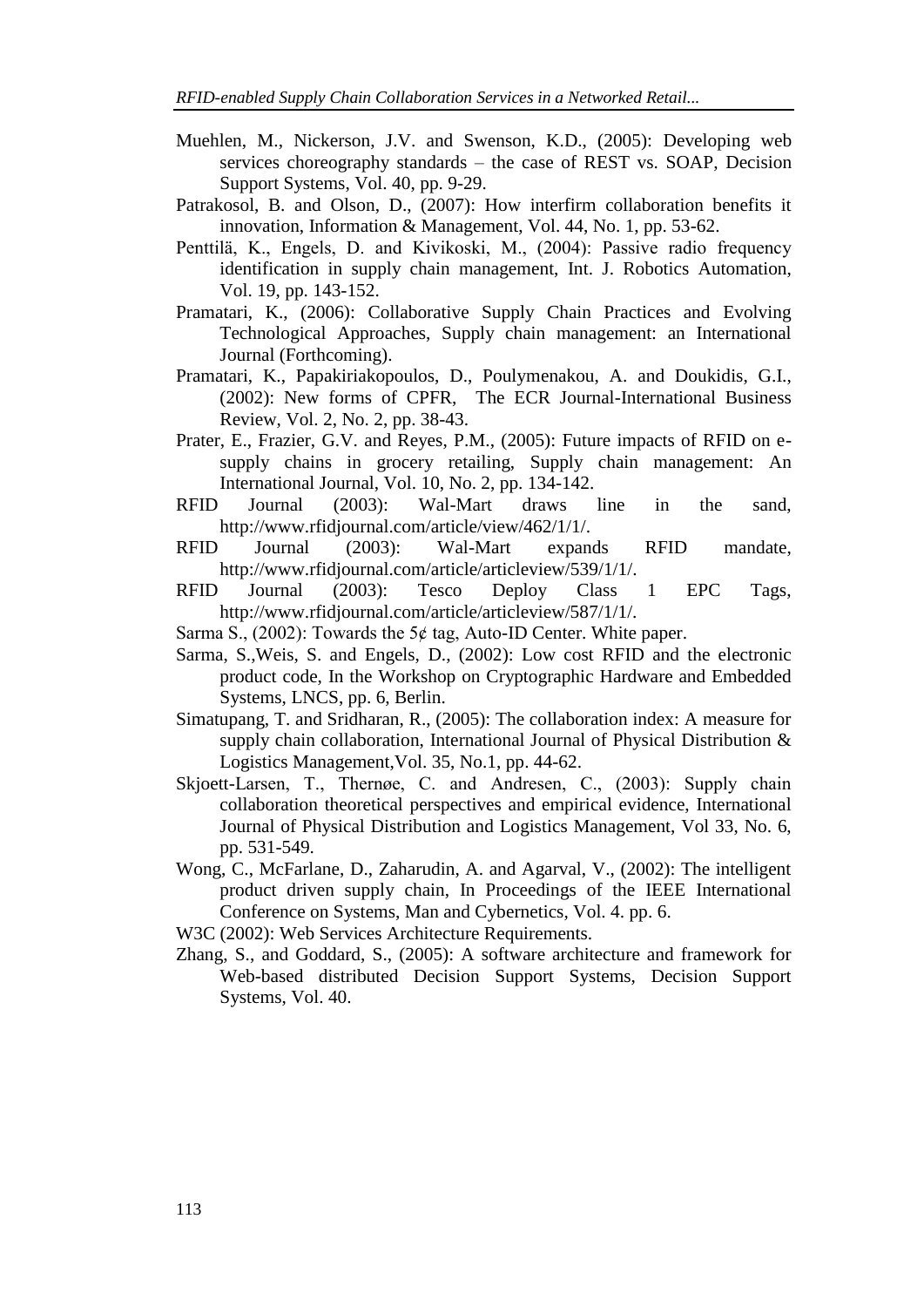Muehlen, M., Nickerson, J.V. and Swenson, K.D., (2005): Developing web services choreography standards – the case of REST vs. SOAP, Decision Support Systems, Vol. 40, pp. 9-29.

Patrakosol, B. and Olson, D., (2007): How interfirm collaboration benefits it innovation, Information & Management, Vol. 44, No. 1, pp. 53-62.

Penttilä, K., Engels, D. and Kivikoski, M., (2004): Passive radio frequency identification in supply chain management, Int. J. Robotics Automation, Vol. 19, pp. 143-152.

Pramatari, K., (2006): Collaborative Supply Chain Practices and Evolving Technological Approaches, Supply chain management: an International Journal (Forthcoming).

Pramatari, K., Papakiriakopoulos, D., Poulymenakou, A. and Doukidis, G.I., (2002): New forms of CPFR, The ECR Journal-International Business Review, Vol. 2, No. 2, pp. 38-43.

Prater, E., Frazier, G.V. and Reyes, P.M., (2005): Future impacts of RFID on e-supply chains in grocery retailing, Supply chain management: An International Journal, Vol. 10, No. 2, pp. 134-142.

RFID Journal (2003): Wal-Mart draws line in the sand, http://www.rfidjournal.com/article/view/462/1/1/.

RFID Journal (2003): Wal-Mart expands RFID mandate, http://www.rfidjournal.com/article/articleview/539/1/1/.

RFID Journal (2003): Tesco Deploy Class 1 EPC Tags, http://www.rfidjournal.com/article/articleview/587/1/1/.

Sarma S., (2002): Towards the 5¢ tag, Auto-ID Center. White paper.

Sarma, S.,Weis, S. and Engels, D., (2002): Low cost RFID and the electronic product code, In the Workshop on Cryptographic Hardware and Embedded Systems, LNCS, pp. 6, Berlin.

Simatupang, T. and Sridharan, R., (2005): The collaboration index: A measure for supply chain collaboration, International Journal of Physical Distribution & Logistics Management,Vol. 35, No.1, pp. 44-62.

Skjoett-Larsen, T., Thernøe, C. and Andresen, C., (2003): Supply chain collaboration theoretical perspectives and empirical evidence, International Journal of Physical Distribution and Logistics Management, Vol 33, No. 6, pp. 531-549.

Wong, C., McFarlane, D., Zaharudin, A. and Agarval, V., (2002): The intelligent product driven supply chain, In Proceedings of the IEEE International Conference on Systems, Man and Cybernetics, Vol. 4. pp. 6.

W3C (2002): Web Services Architecture Requirements.

Zhang, S., and Goddard, S., (2005): A software architecture and framework for Web-based distributed Decision Support Systems, Decision Support Systems, Vol. 40.